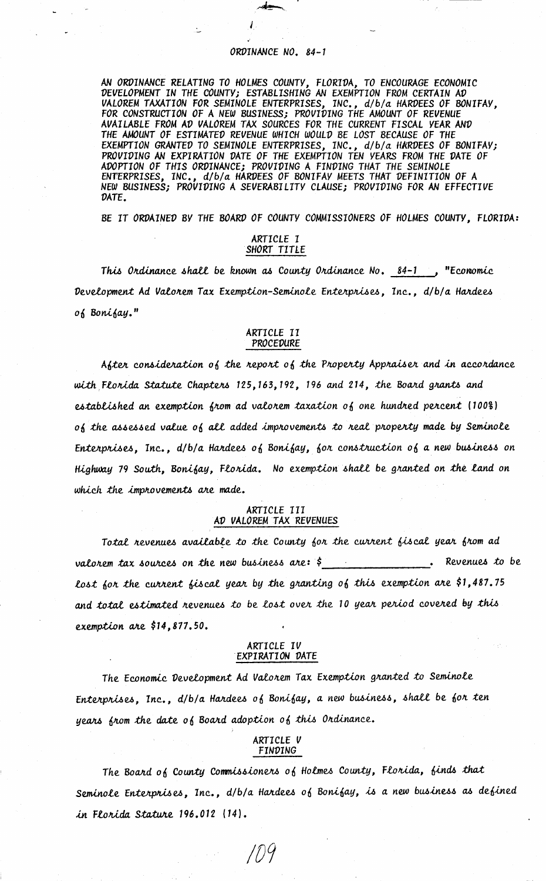# ORDINANCE NO. 84-1

AN ORDINANCE RELATING TO HOLMES COUNTY, FLORIDA, TO ENCOURAGE ECONOMIC DEVELOPMENT IN THE COUNTY; ESTABLISHING AN EXEMPTION FROM CERTAIN AD VALOREM TAXATION FOR SEMINOLE ENTERPRISES, INC., d/b/a HARDEES OF BONIFAY, FOR CONSTRUCTION OF A NEW BUSINESS; PROVIDING THE AMOUNT OF REVENUE AVAILABLE FROM AD VALOREM TAX SOURCES FOR THE CURRENT FISCAL YEAR AND THE AMOUNT OF ESTIMATED REVENUE WHICH WOULD BE LOST BECAUSE OF THE EXEMPTION GRANTED TO SEMINOLE ENTERPRISES, INC., d/b/a HARDEES OF BONIFAY; PROVIDING AN EXPIRATION DATE OF THE EXEMPTION TEN YEARS FROM THE DATE OF ADOPTION OF THIS ORDINANCE; PROVIDING A FINDING THAT THE SEMINOLE ENTERPRISES, INC., d/b/a HARDEES OF BONIFAY MEETS THAT DEFINITION OF A NEW BUSINESS; PROVIDING A SEVERABILITY CLAUSE; PROVIDING FOR AN EFFECTIVE DATE.

BE IT ORDAINED BY THE BOARD OF COUNTY COMMISSIONERS OF HOLMES COUNTY, FLORIDA:

## ARTICLE I
## SHORT TITLE

This Ordinance shall be known as County Ordinance No. 84-1, "Economic Development Ad Valorem Tax Exemption-Seminole Enterprises, Inc., d/b/a Hardees of Bonifay."

## ARTICLE II
## PROCEDURE

After consideration of the report of the Property Appraiser and in accordance with Florida Statute Chapters 125, 163, 192, 196 and 214, the Board grants and established an exemption from ad valorem taxation of one hundred percent (100%) of the assessed value of all added improvements to real property made by Seminole Enterprises, Inc., d/b/a Hardees of Bonifay, for construction of a new business on Highway 79 South, Bonifay, Florida. No exemption shall be granted on the land on which the improvements are made.

## ARTICLE III
## AD VALOREM TAX REVENUES

Total revenues available to the County for the current fiscal year from ad valorem tax sources on the new business are: $________________. Revenues to be lost for the current fiscal year by the granting of this exemption are $1,487.75 and total estimated revenues to be lost over the 10 year period covered by this exemption are $14,877.50.

## ARTICLE IV
## EXPIRATION DATE

The Economic Development Ad Valorem Tax Exemption granted to Seminole Enterprises, Inc., d/b/a Hardees of Bonifay, a new business, shall be for ten years from the date of Board adoption of this Ordinance.

## ARTICLE V
## FINDING

The Board of County Commissioners of Holmes County, Florida, finds that Seminole Enterprises, Inc., d/b/a Hardees of Bonifay, is a new business as defined in Florida Statute 196.012 (14).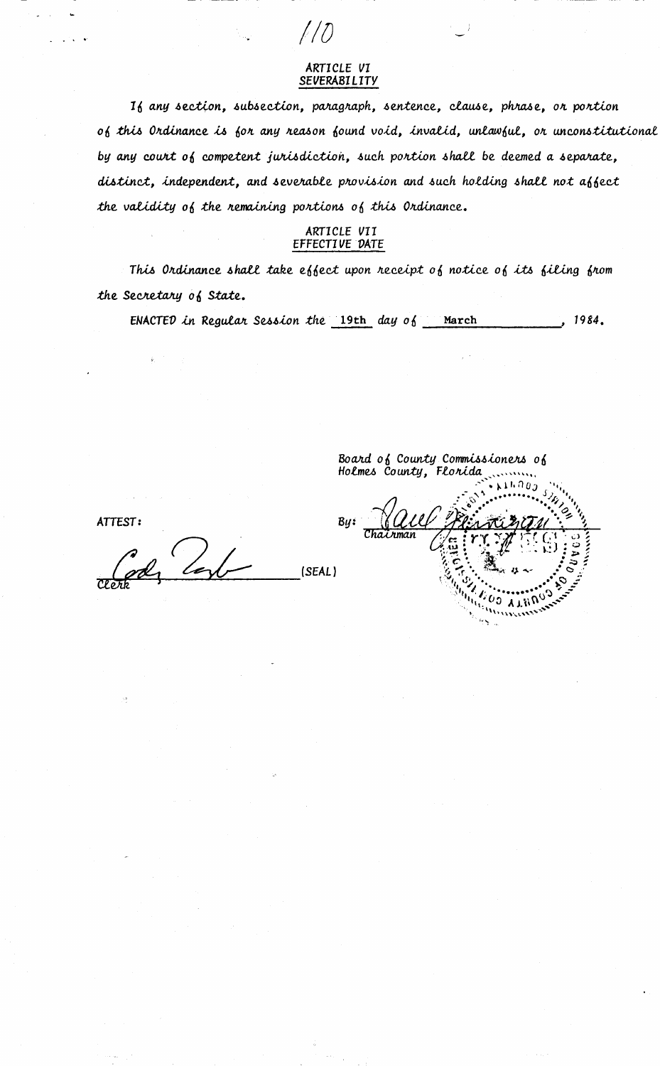## ARTICLE VI
## SEVERABILITY

If any section, subsection, paragraph, sentence, clause, phrase, or portion of this Ordinance is for any reason found void, invalid, unlawful, or unconstitutional by any court of competent jurisdiction, such portion shall be deemed a separate, distinct, independent, and severable provision and such holding shall not affect the validity of the remaining portions of this Ordinance.

## ARTICLE VII
## EFFECTIVE DATE

This Ordinance shall take effect upon receipt of notice of its filing from the Secretary of State.

ENACTED in Regular Session the 19th day of March, 1984.

Board of County Commissioners of Holmes County, Florida

By: _________________________
Chairman

ATTEST:

_________________________ (SEAL)
Clerk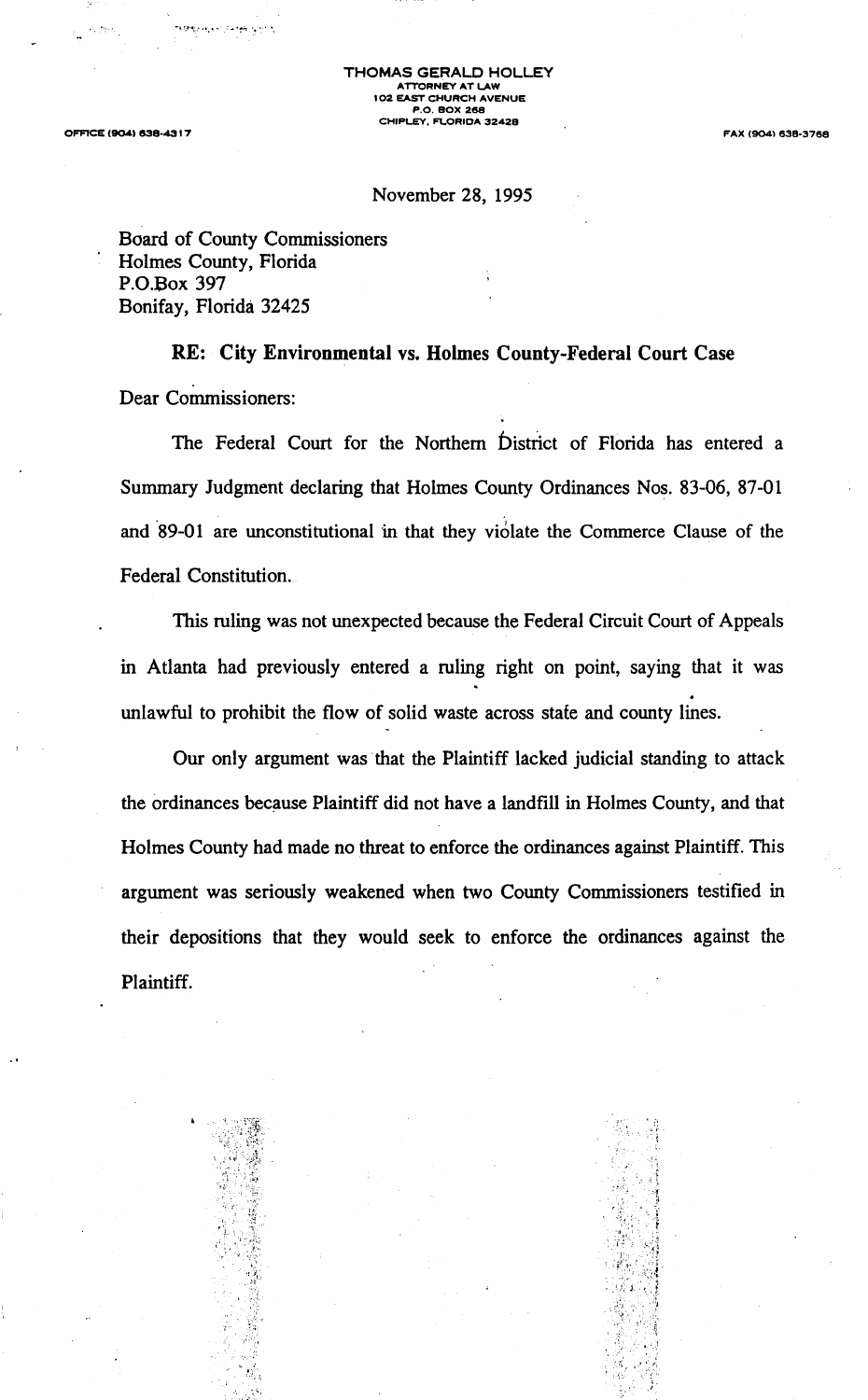THOMAS GERALD HOLLEY
ATTORNEY AT LAW
102 EAST CHURCH AVENUE
P.O. BOX 268
CHIPLEY, FLORIDA 32428

OFFICE (904) 638-4317

FAX (904) 638-3768

November 28, 1995

Board of County Commissioners
Holmes County, Florida
P.O.Box 397
Bonifay, Florida 32425

**RE: City Environmental vs. Holmes County-Federal Court Case**

Dear Commissioners:

The Federal Court for the Northern District of Florida has entered a Summary Judgment declaring that Holmes County Ordinances Nos. 83-06, 87-01 and 89-01 are unconstitutional in that they violate the Commerce Clause of the Federal Constitution.

This ruling was not unexpected because the Federal Circuit Court of Appeals in Atlanta had previously entered a ruling right on point, saying that it was unlawful to prohibit the flow of solid waste across state and county lines.

Our only argument was that the Plaintiff lacked judicial standing to attack the ordinances because Plaintiff did not have a landfill in Holmes County, and that Holmes County had made no threat to enforce the ordinances against Plaintiff. This argument was seriously weakened when two County Commissioners testified in their depositions that they would seek to enforce the ordinances against the Plaintiff.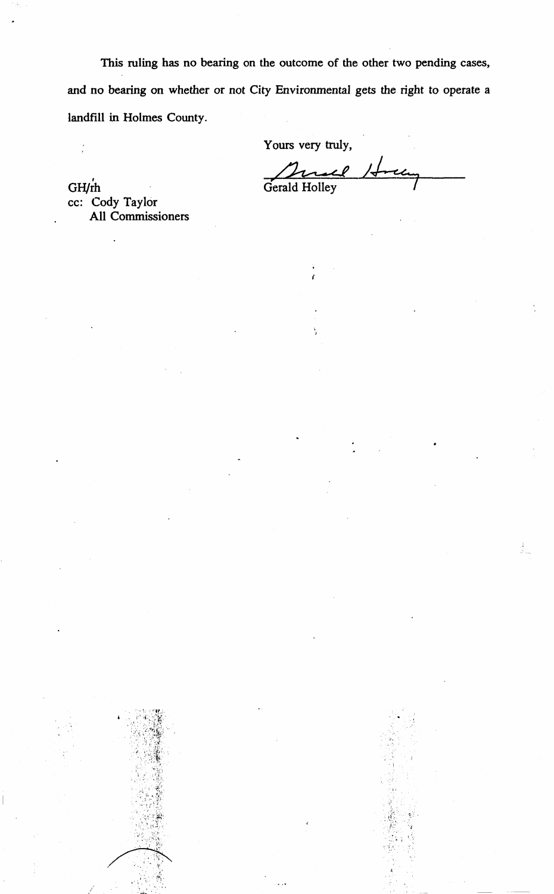This ruling has no bearing on the outcome of the other two pending cases, and no bearing on whether or not City Environmental gets the right to operate a landfill in Holmes County.

Yours very truly,

Gerald Holley

GH/rh
cc: Cody Taylor
All Commissioners